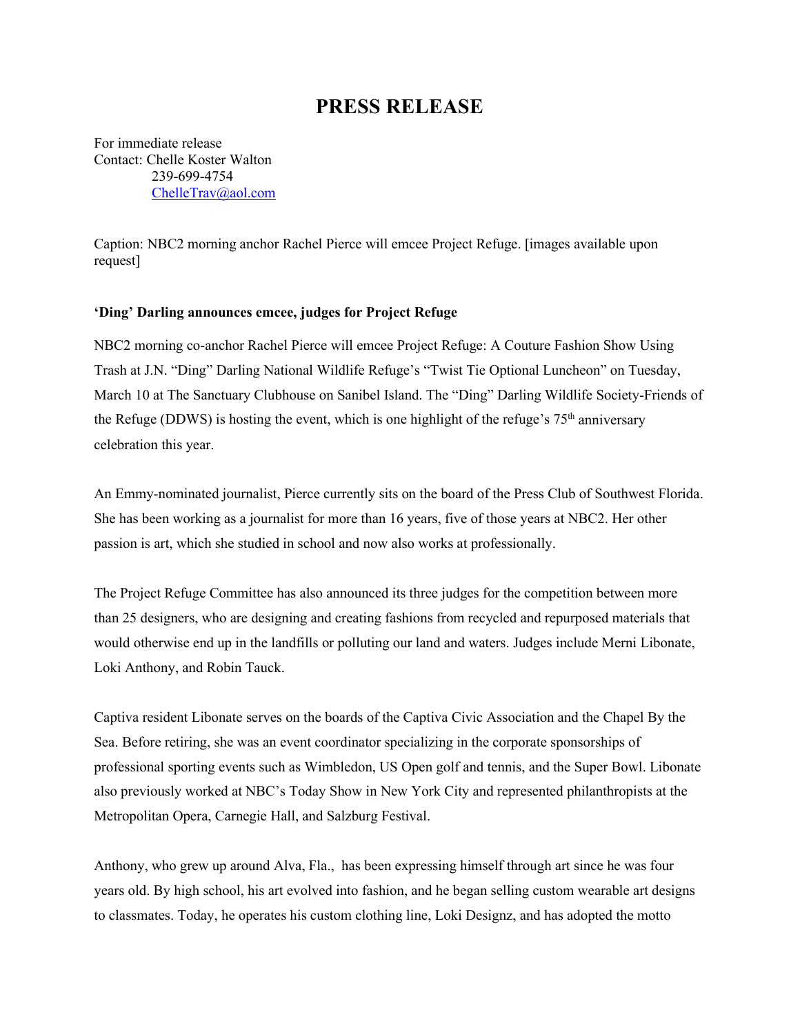# PRESS RELEASE

For immediate release
Contact: Chelle Koster Walton
239-699-4754
ChelleTrav@aol.com

Caption: NBC2 morning anchor Rachel Pierce will emcee Project Refuge. [images available upon request]

**'Ding' Darling announces emcee, judges for Project Refuge**

NBC2 morning co-anchor Rachel Pierce will emcee Project Refuge: A Couture Fashion Show Using Trash at J.N. "Ding" Darling National Wildlife Refuge's "Twist Tie Optional Luncheon" on Tuesday, March 10 at The Sanctuary Clubhouse on Sanibel Island. The "Ding" Darling Wildlife Society-Friends of the Refuge (DDWS) is hosting the event, which is one highlight of the refuge's 75th anniversary celebration this year.

An Emmy-nominated journalist, Pierce currently sits on the board of the Press Club of Southwest Florida. She has been working as a journalist for more than 16 years, five of those years at NBC2. Her other passion is art, which she studied in school and now also works at professionally.

The Project Refuge Committee has also announced its three judges for the competition between more than 25 designers, who are designing and creating fashions from recycled and repurposed materials that would otherwise end up in the landfills or polluting our land and waters. Judges include Merni Libonate, Loki Anthony, and Robin Tauck.

Captiva resident Libonate serves on the boards of the Captiva Civic Association and the Chapel By the Sea. Before retiring, she was an event coordinator specializing in the corporate sponsorships of professional sporting events such as Wimbledon, US Open golf and tennis, and the Super Bowl. Libonate also previously worked at NBC's Today Show in New York City and represented philanthropists at the Metropolitan Opera, Carnegie Hall, and Salzburg Festival.

Anthony, who grew up around Alva, Fla., has been expressing himself through art since he was four years old. By high school, his art evolved into fashion, and he began selling custom wearable art designs to classmates. Today, he operates his custom clothing line, Loki Designz, and has adopted the motto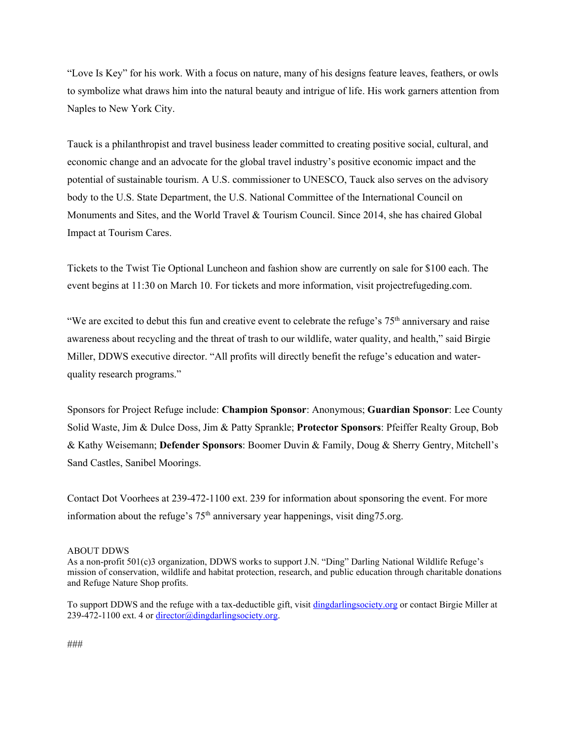"Love Is Key" for his work. With a focus on nature, many of his designs feature leaves, feathers, or owls to symbolize what draws him into the natural beauty and intrigue of life. His work garners attention from Naples to New York City.

Tauck is a philanthropist and travel business leader committed to creating positive social, cultural, and economic change and an advocate for the global travel industry's positive economic impact and the potential of sustainable tourism. A U.S. commissioner to UNESCO, Tauck also serves on the advisory body to the U.S. State Department, the U.S. National Committee of the International Council on Monuments and Sites, and the World Travel & Tourism Council. Since 2014, she has chaired Global Impact at Tourism Cares.

Tickets to the Twist Tie Optional Luncheon and fashion show are currently on sale for $100 each. The event begins at 11:30 on March 10. For tickets and more information, visit projectrefugeding.com.

"We are excited to debut this fun and creative event to celebrate the refuge's 75th anniversary and raise awareness about recycling and the threat of trash to our wildlife, water quality, and health," said Birgie Miller, DDWS executive director. "All profits will directly benefit the refuge's education and water-quality research programs."

Sponsors for Project Refuge include: **Champion Sponsor**: Anonymous; **Guardian Sponsor**: Lee County Solid Waste, Jim & Dulce Doss, Jim & Patty Sprankle; **Protector Sponsors**: Pfeiffer Realty Group, Bob & Kathy Weisemann; **Defender Sponsors**: Boomer Duvin & Family, Doug & Sherry Gentry, Mitchell's Sand Castles, Sanibel Moorings.

Contact Dot Voorhees at 239-472-1100 ext. 239 for information about sponsoring the event. For more information about the refuge's 75th anniversary year happenings, visit ding75.org.

ABOUT DDWS

As a non-profit 501(c)3 organization, DDWS works to support J.N. "Ding" Darling National Wildlife Refuge's mission of conservation, wildlife and habitat protection, research, and public education through charitable donations and Refuge Nature Shop profits.

To support DDWS and the refuge with a tax-deductible gift, visit dingdarlingsociety.org or contact Birgie Miller at 239-472-1100 ext. 4 or director@dingdarlingsociety.org.

###